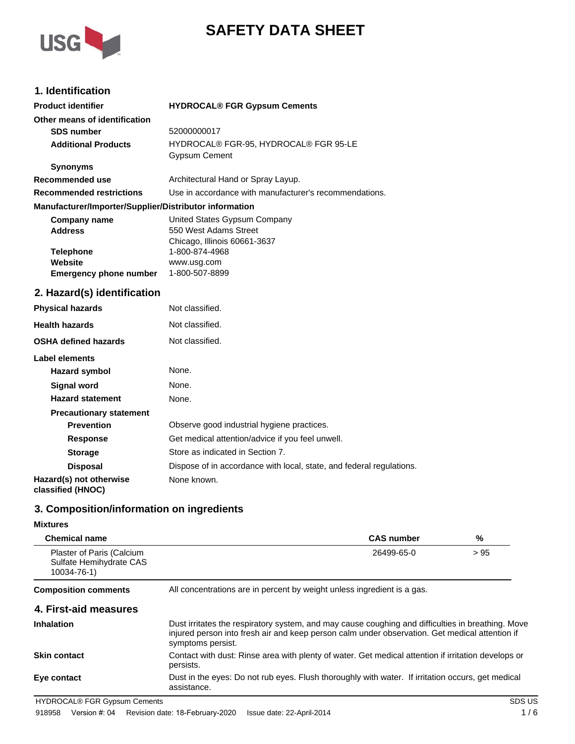# SAFETY DATA SHEET

## 1. Identification

| | |
|---|---|
| **Product identifier** | **HYDROCAL® FGR Gypsum Cements** |
| **Other means of identification** | |
| **SDS number** | 52000000017 |
| **Additional Products** | HYDROCAL® FGR-95, HYDROCAL® FGR 95-LE |
| | Gypsum Cement |
| **Synonyms** | |
| **Recommended use** | Architectural Hand or Spray Layup. |
| **Recommended restrictions** | Use in accordance with manufacturer's recommendations. |

**Manufacturer/Importer/Supplier/Distributor information**

| | |
|---|---|
| **Company name** | United States Gypsum Company |
| **Address** | 550 West Adams Street<br>Chicago, Illinois 60661-3637 |
| **Telephone** | 1-800-874-4968 |
| **Website** | www.usg.com |
| **Emergency phone number** | 1-800-507-8899 |

## 2. Hazard(s) identification

| | |
|---|---|
| **Physical hazards** | Not classified. |
| **Health hazards** | Not classified. |
| **OSHA defined hazards** | Not classified. |

**Label elements**

| | |
|---|---|
| **Hazard symbol** | None. |
| **Signal word** | None. |
| **Hazard statement** | None. |

**Precautionary statement**

| | |
|---|---|
| **Prevention** | Observe good industrial hygiene practices. |
| **Response** | Get medical attention/advice if you feel unwell. |
| **Storage** | Store as indicated in Section 7. |
| **Disposal** | Dispose of in accordance with local, state, and federal regulations. |
| **Hazard(s) not otherwise classified (HNOC)** | None known. |

## 3. Composition/information on ingredients

**Mixtures**

| Chemical name | CAS number | % |
|---|---|---|
| Plaster of Paris (Calcium Sulfate Hemihydrate CAS 10034-76-1) | 26499-65-0 | > 95 |

**Composition comments** All concentrations are in percent by weight unless ingredient is a gas.

## 4. First-aid measures

| | |
|---|---|
| **Inhalation** | Dust irritates the respiratory system, and may cause coughing and difficulties in breathing. Move injured person into fresh air and keep person calm under observation. Get medical attention if symptoms persist. |
| **Skin contact** | Contact with dust: Rinse area with plenty of water. Get medical attention if irritation develops or persists. |
| **Eye contact** | Dust in the eyes: Do not rub eyes. Flush thoroughly with water. If irritation occurs, get medical assistance. |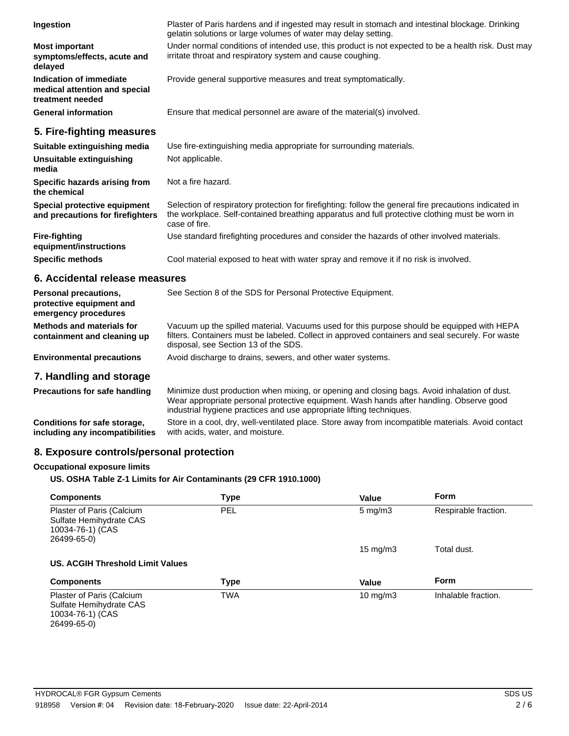| | |
|---|---|
| **Ingestion** | Plaster of Paris hardens and if ingested may result in stomach and intestinal blockage. Drinking gelatin solutions or large volumes of water may delay setting. |
| **Most important symptoms/effects, acute and delayed** | Under normal conditions of intended use, this product is not expected to be a health risk. Dust may irritate throat and respiratory system and cause coughing. |
| **Indication of immediate medical attention and special treatment needed** | Provide general supportive measures and treat symptomatically. |
| **General information** | Ensure that medical personnel are aware of the material(s) involved. |

## 5. Fire-fighting measures

| | |
|---|---|
| **Suitable extinguishing media** | Use fire-extinguishing media appropriate for surrounding materials. |
| **Unsuitable extinguishing media** | Not applicable. |
| **Specific hazards arising from the chemical** | Not a fire hazard. |
| **Special protective equipment and precautions for firefighters** | Selection of respiratory protection for firefighting: follow the general fire precautions indicated in the workplace. Self-contained breathing apparatus and full protective clothing must be worn in case of fire. |
| **Fire-fighting equipment/instructions** | Use standard firefighting procedures and consider the hazards of other involved materials. |
| **Specific methods** | Cool material exposed to heat with water spray and remove it if no risk is involved. |

## 6. Accidental release measures

| | |
|---|---|
| **Personal precautions, protective equipment and emergency procedures** | See Section 8 of the SDS for Personal Protective Equipment. |
| **Methods and materials for containment and cleaning up** | Vacuum up the spilled material. Vacuums used for this purpose should be equipped with HEPA filters. Containers must be labeled. Collect in approved containers and seal securely. For waste disposal, see Section 13 of the SDS. |
| **Environmental precautions** | Avoid discharge to drains, sewers, and other water systems. |

## 7. Handling and storage

| | |
|---|---|
| **Precautions for safe handling** | Minimize dust production when mixing, or opening and closing bags. Avoid inhalation of dust. Wear appropriate personal protective equipment. Wash hands after handling. Observe good industrial hygiene practices and use appropriate lifting techniques. |
| **Conditions for safe storage, including any incompatibilities** | Store in a cool, dry, well-ventilated place. Store away from incompatible materials. Avoid contact with acids, water, and moisture. |

## 8. Exposure controls/personal protection

**Occupational exposure limits**

**US. OSHA Table Z-1 Limits for Air Contaminants (29 CFR 1910.1000)**

| Components | Type | Value | Form |
|---|---|---|---|
| Plaster of Paris (Calcium Sulfate Hemihydrate CAS 10034-76-1) (CAS 26499-65-0) | PEL | 5 mg/m3 | Respirable fraction. |
| | | 15 mg/m3 | Total dust. |

**US. ACGIH Threshold Limit Values**

| Components | Type | Value | Form |
|---|---|---|---|
| Plaster of Paris (Calcium Sulfate Hemihydrate CAS 10034-76-1) (CAS 26499-65-0) | TWA | 10 mg/m3 | Inhalable fraction. |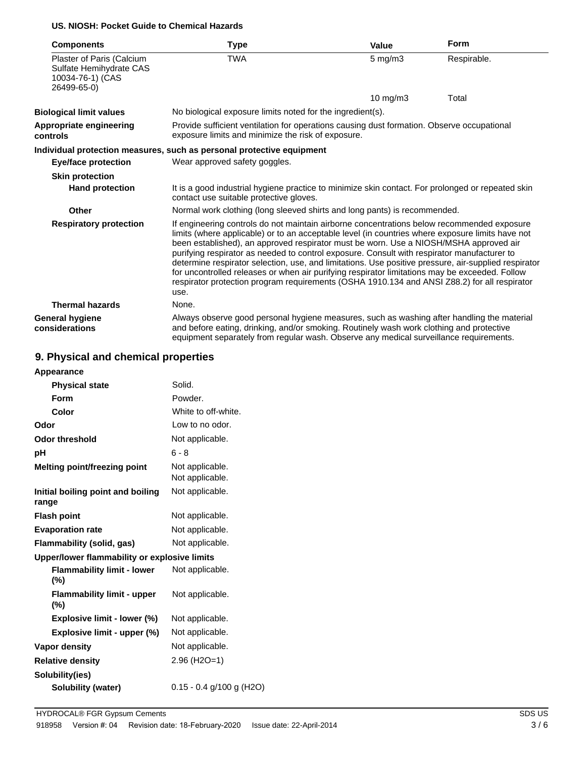**US. NIOSH: Pocket Guide to Chemical Hazards**

| Components | Type | Value | Form |
|---|---|---|---|
| Plaster of Paris (Calcium Sulfate Hemihydrate CAS 10034-76-1) (CAS 26499-65-0) | TWA | 5 mg/m3 | Respirable. |
| | | 10 mg/m3 | Total |

**Biological limit values** No biological exposure limits noted for the ingredient(s).

**Appropriate engineering controls** Provide sufficient ventilation for operations causing dust formation. Observe occupational exposure limits and minimize the risk of exposure.

**Individual protection measures, such as personal protective equipment**

**Eye/face protection** Wear approved safety goggles.

**Skin protection**

**Hand protection** It is a good industrial hygiene practice to minimize skin contact. For prolonged or repeated skin contact use suitable protective gloves.

**Other** Normal work clothing (long sleeved shirts and long pants) is recommended.

**Respiratory protection** If engineering controls do not maintain airborne concentrations below recommended exposure limits (where applicable) or to an acceptable level (in countries where exposure limits have not been established), an approved respirator must be worn. Use a NIOSH/MSHA approved air purifying respirator as needed to control exposure. Consult with respirator manufacturer to determine respirator selection, use, and limitations. Use positive pressure, air-supplied respirator for uncontrolled releases or when air purifying respirator limitations may be exceeded. Follow respirator protection program requirements (OSHA 1910.134 and ANSI Z88.2) for all respirator use.

**Thermal hazards** None.

**General hygiene considerations** Always observe good personal hygiene measures, such as washing after handling the material and before eating, drinking, and/or smoking. Routinely wash work clothing and protective equipment separately from regular wash. Observe any medical surveillance requirements.

## 9. Physical and chemical properties

**Appearance**

**Physical state** Solid.

**Form** Powder.

**Color** White to off-white.

**Odor** Low to no odor.

**Odor threshold** Not applicable.

**pH** 6 - 8

**Melting point/freezing point** Not applicable.
Not applicable.

**Initial boiling point and boiling range** Not applicable.

**Flash point** Not applicable.

**Evaporation rate** Not applicable.

**Flammability (solid, gas)** Not applicable.

**Upper/lower flammability or explosive limits**

**Flammability limit - lower (%)** Not applicable.

**Flammability limit - upper (%)** Not applicable.

**Explosive limit - lower (%)** Not applicable.

**Explosive limit - upper (%)** Not applicable.

**Vapor density** Not applicable.

**Relative density** 2.96 ($H_2O$=1)

**Solubility(ies)**

**Solubility (water)** 0.15 - 0.4 g/100 g ($H_2O$)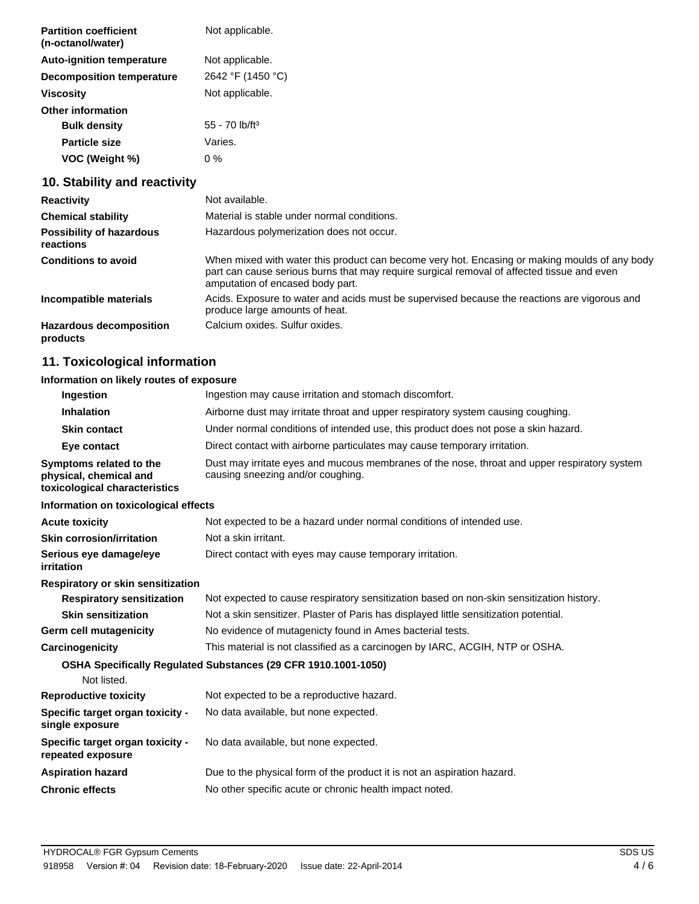| | |
|---|---|
| **Partition coefficient (n-octanol/water)** | Not applicable. |
| **Auto-ignition temperature** | Not applicable. |
| **Decomposition temperature** | 2642 °F (1450 °C) |
| **Viscosity** | Not applicable. |
| **Other information** | |
| **Bulk density** | 55 - 70 lb/ft³ |
| **Particle size** | Varies. |
| **VOC (Weight %)** | 0 % |

## 10. Stability and reactivity

| | |
|---|---|
| **Reactivity** | Not available. |
| **Chemical stability** | Material is stable under normal conditions. |
| **Possibility of hazardous reactions** | Hazardous polymerization does not occur. |
| **Conditions to avoid** | When mixed with water this product can become very hot. Encasing or making moulds of any body part can cause serious burns that may require surgical removal of affected tissue and even amputation of encased body part. |
| **Incompatible materials** | Acids. Exposure to water and acids must be supervised because the reactions are vigorous and produce large amounts of heat. |
| **Hazardous decomposition products** | Calcium oxides. Sulfur oxides. |

## 11. Toxicological information

**Information on likely routes of exposure**

| | |
|---|---|
| **Ingestion** | Ingestion may cause irritation and stomach discomfort. |
| **Inhalation** | Airborne dust may irritate throat and upper respiratory system causing coughing. |
| **Skin contact** | Under normal conditions of intended use, this product does not pose a skin hazard. |
| **Eye contact** | Direct contact with airborne particulates may cause temporary irritation. |
| **Symptoms related to the physical, chemical and toxicological characteristics** | Dust may irritate eyes and mucous membranes of the nose, throat and upper respiratory system causing sneezing and/or coughing. |

**Information on toxicological effects**

| | |
|---|---|
| **Acute toxicity** | Not expected to be a hazard under normal conditions of intended use. |
| **Skin corrosion/irritation** | Not a skin irritant. |
| **Serious eye damage/eye irritation** | Direct contact with eyes may cause temporary irritation. |
| **Respiratory or skin sensitization** | |
| **Respiratory sensitization** | Not expected to cause respiratory sensitization based on non-skin sensitization history. |
| **Skin sensitization** | Not a skin sensitizer. Plaster of Paris has displayed little sensitization potential. |
| **Germ cell mutagenicity** | No evidence of mutagenicty found in Ames bacterial tests. |
| **Carcinogenicity** | This material is not classified as a carcinogen by IARC, ACGIH, NTP or OSHA. |

**OSHA Specifically Regulated Substances (29 CFR 1910.1001-1050)**

Not listed.

| | |
|---|---|
| **Reproductive toxicity** | Not expected to be a reproductive hazard. |
| **Specific target organ toxicity - single exposure** | No data available, but none expected. |
| **Specific target organ toxicity - repeated exposure** | No data available, but none expected. |
| **Aspiration hazard** | Due to the physical form of the product it is not an aspiration hazard. |
| **Chronic effects** | No other specific acute or chronic health impact noted. |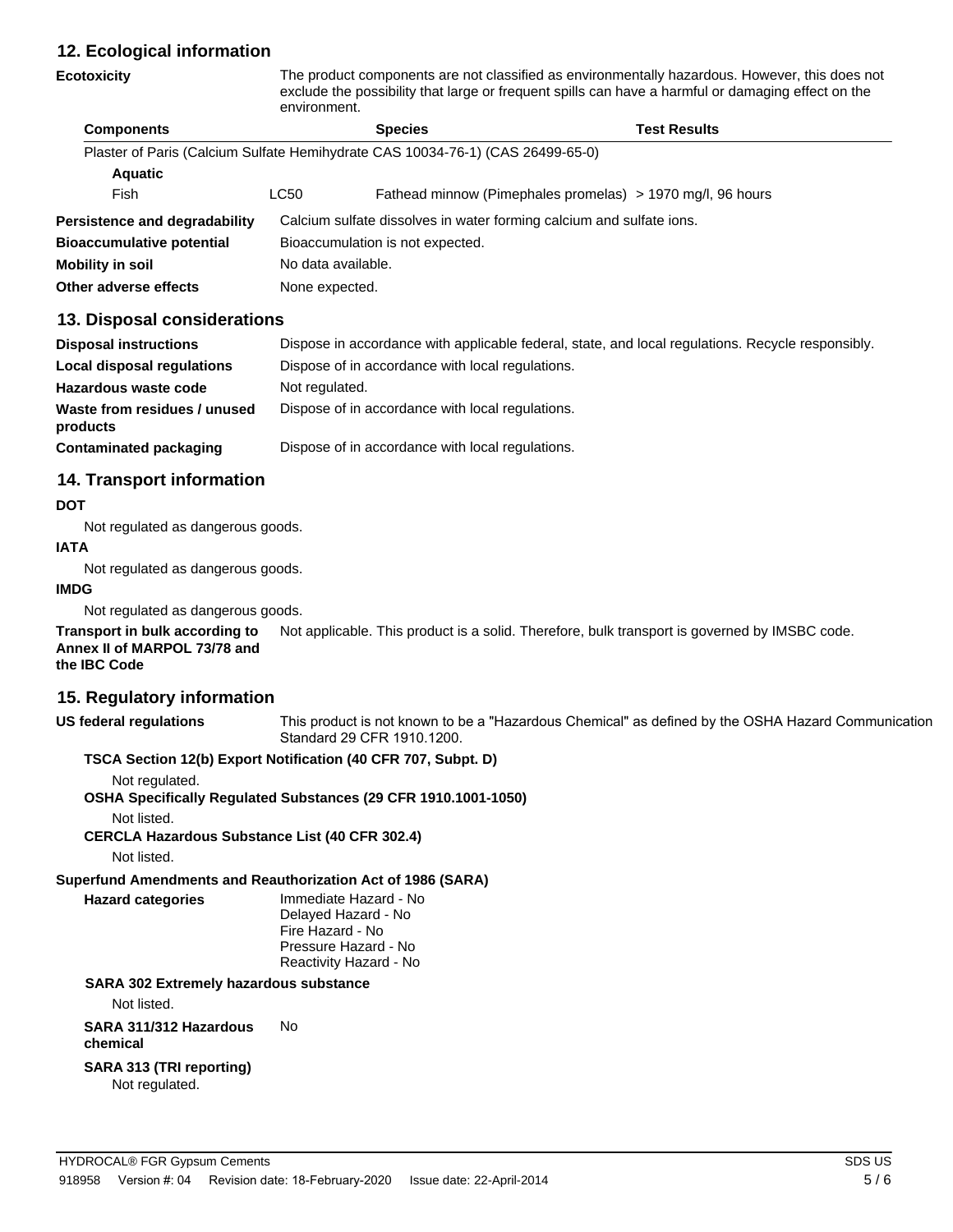## 12. Ecological information

**Ecotoxicity** The product components are not classified as environmentally hazardous. However, this does not exclude the possibility that large or frequent spills can have a harmful or damaging effect on the environment.

| Components | | Species | Test Results |
|---|---|---|---|
| Plaster of Paris (Calcium Sulfate Hemihydrate CAS 10034-76-1) (CAS 26499-65-0) | | | |
| **Aquatic** | | | |
| Fish | LC50 | Fathead minnow (Pimephales promelas) | > 1970 mg/l, 96 hours |

**Persistence and degradability** Calcium sulfate dissolves in water forming calcium and sulfate ions.

**Bioaccumulative potential** Bioaccumulation is not expected.

**Mobility in soil** No data available.

**Other adverse effects** None expected.

## 13. Disposal considerations

**Disposal instructions** Dispose in accordance with applicable federal, state, and local regulations. Recycle responsibly.

**Local disposal regulations** Dispose of in accordance with local regulations.

**Hazardous waste code** Not regulated.

**Waste from residues / unused products** Dispose of in accordance with local regulations.

**Contaminated packaging** Dispose of in accordance with local regulations.

## 14. Transport information

**DOT**

Not regulated as dangerous goods.

**IATA**

Not regulated as dangerous goods.

**IMDG**

Not regulated as dangerous goods.

**Transport in bulk according to Annex II of MARPOL 73/78 and the IBC Code** Not applicable. This product is a solid. Therefore, bulk transport is governed by IMSBC code.

## 15. Regulatory information

**US federal regulations** This product is not known to be a "Hazardous Chemical" as defined by the OSHA Hazard Communication Standard 29 CFR 1910.1200.

**TSCA Section 12(b) Export Notification (40 CFR 707, Subpt. D)**

Not regulated.

**OSHA Specifically Regulated Substances (29 CFR 1910.1001-1050)**

Not listed.

**CERCLA Hazardous Substance List (40 CFR 302.4)**

Not listed.

**Superfund Amendments and Reauthorization Act of 1986 (SARA)**

**Hazard categories**
Immediate Hazard - No
Delayed Hazard - No
Fire Hazard - No
Pressure Hazard - No
Reactivity Hazard - No

**SARA 302 Extremely hazardous substance**

Not listed.

**SARA 311/312 Hazardous chemical** No

**SARA 313 (TRI reporting)**

Not regulated.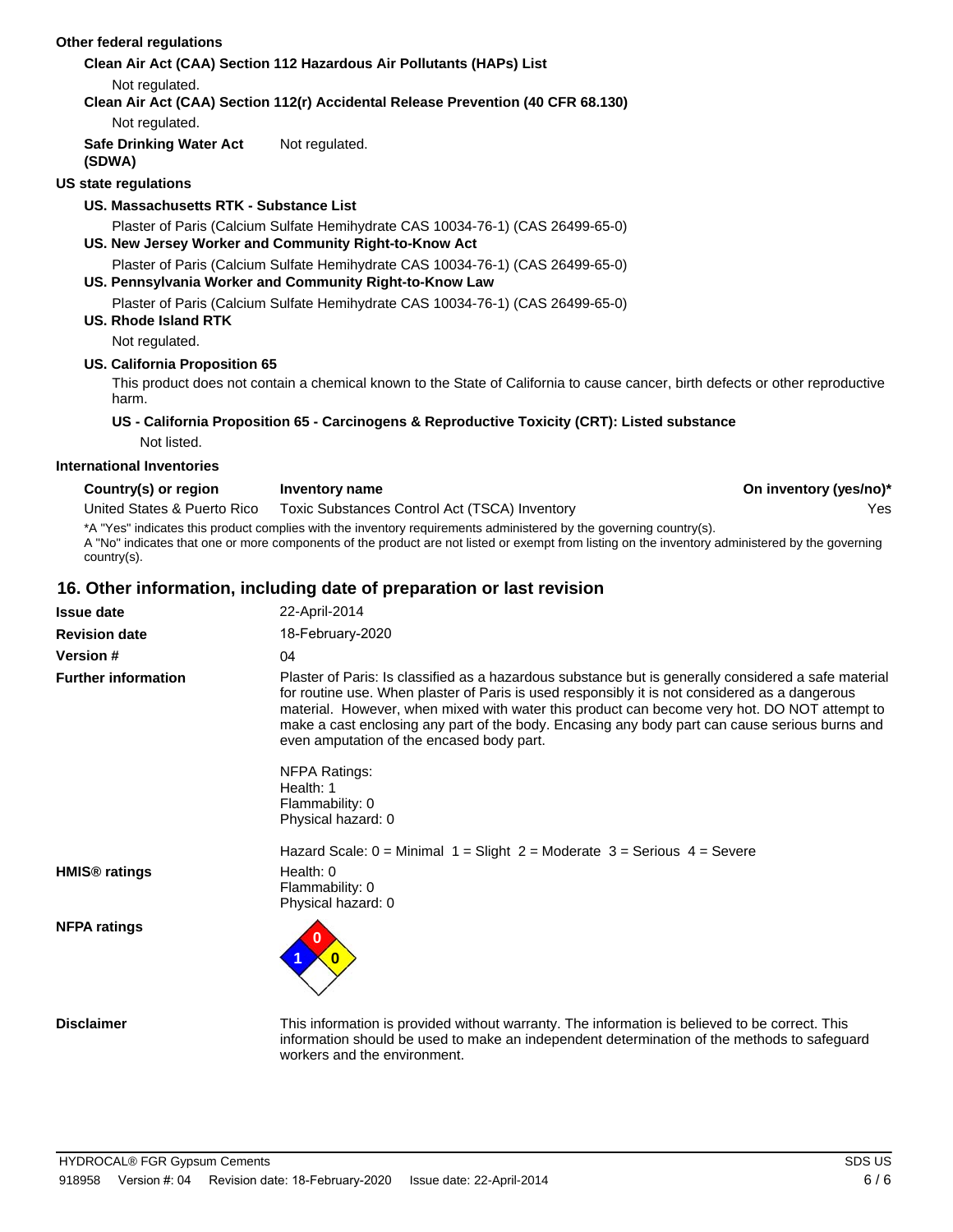**Other federal regulations**

**Clean Air Act (CAA) Section 112 Hazardous Air Pollutants (HAPs) List**

Not regulated.

**Clean Air Act (CAA) Section 112(r) Accidental Release Prevention (40 CFR 68.130)**

Not regulated.

**Safe Drinking Water Act (SDWA)** Not regulated.

**US state regulations**

**US. Massachusetts RTK - Substance List**

Plaster of Paris (Calcium Sulfate Hemihydrate CAS 10034-76-1) (CAS 26499-65-0)

**US. New Jersey Worker and Community Right-to-Know Act**

Plaster of Paris (Calcium Sulfate Hemihydrate CAS 10034-76-1) (CAS 26499-65-0)

**US. Pennsylvania Worker and Community Right-to-Know Law**

Plaster of Paris (Calcium Sulfate Hemihydrate CAS 10034-76-1) (CAS 26499-65-0)

**US. Rhode Island RTK**

Not regulated.

**US. California Proposition 65**

This product does not contain a chemical known to the State of California to cause cancer, birth defects or other reproductive harm.

**US - California Proposition 65 - Carcinogens & Reproductive Toxicity (CRT): Listed substance**

Not listed.

**International Inventories**

| Country(s) or region | Inventory name | On inventory (yes/no)* |
|---|---|---|
| United States & Puerto Rico | Toxic Substances Control Act (TSCA) Inventory | Yes |

*A "Yes" indicates this product complies with the inventory requirements administered by the governing country(s).
A "No" indicates that one or more components of the product are not listed or exempt from listing on the inventory administered by the governing country(s).

## 16. Other information, including date of preparation or last revision

**Issue date** 22-April-2014

**Revision date** 18-February-2020

**Version #** 04

**Further information** Plaster of Paris: Is classified as a hazardous substance but is generally considered a safe material for routine use. When plaster of Paris is used responsibly it is not considered as a dangerous material. However, when mixed with water this product can become very hot. DO NOT attempt to make a cast enclosing any part of the body. Encasing any body part can cause serious burns and even amputation of the encased body part.

NFPA Ratings:
Health: 1
Flammability: 0
Physical hazard: 0

Hazard Scale: 0 = Minimal 1 = Slight 2 = Moderate 3 = Serious 4 = Severe

**HMIS® ratings** Health: 0
Flammability: 0
Physical hazard: 0

**NFPA ratings**

0
1
0

**Disclaimer** This information is provided without warranty. The information is believed to be correct. This information should be used to make an independent determination of the methods to safeguard workers and the environment.